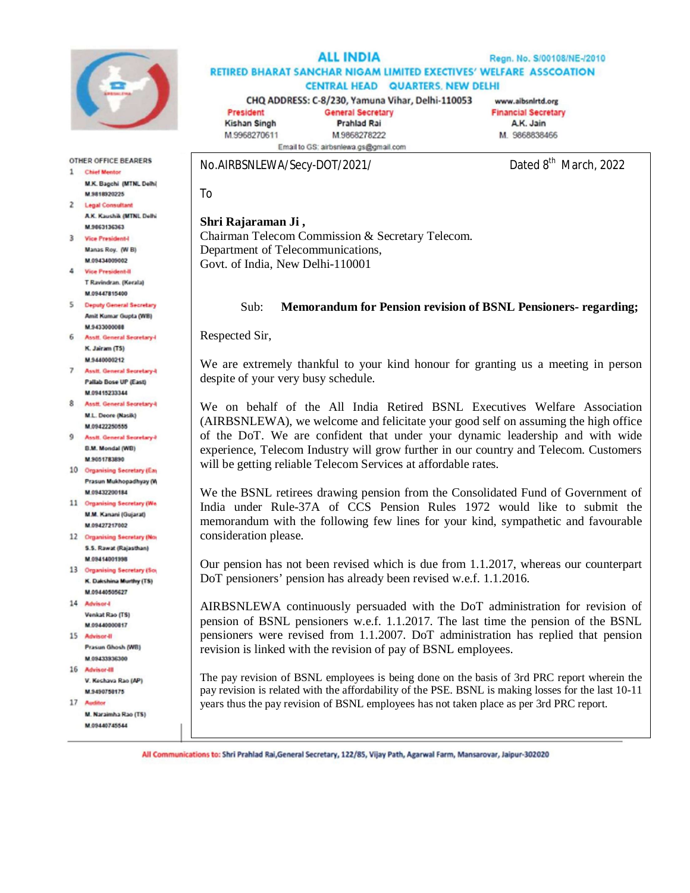# ALL INDIA

## RETIRED BHARAT SANCHAR NIGAM LIMITED EXECTIVES' WELFARE ASSOCATION

### CENTRAL HEAD QUARTERS, NEW DELHI

Regn. No. S/00108/NE-/2010

CHQ ADDRESS: C-8/230, Yamuna Vihar, Delhi-110053 www.aibsnlrtd.org

| President | General Secretary | Financial Secretary |
|---|---|---|
| Kishan Singh | Prahlad Rai | A.K. Jain |
| M.9968270611 | M.9868278222 | M. 9868838466 |

Email to GS: airbsnlewa.gs@gmail.com

**OTHER OFFICE BEARERS**

1. Chief Mentor – M.K. Bagchi (MTNL Delhi) M.9818920225
2. Legal Consultant – A.K. Kaushik (MTNL Delhi) M.9863136363
3. Vice President-I – Manas Roy. (W B) M.09434009002
4. Vice President-II – T Ravindran. (Kerala) M.09447815400
5. Deputy General Secretary – Amit Kumar Gupta (WB) M.9433000088
6. Asstt. General Secretary-I – K. Jairam (TS) M.9440000212
7. Asstt. General Secretary-II – Pallab Bose UP (East) M.09415233344
8. Asstt. General Secretary-II – M.L. Deore (Nasik) M.09422250555
9. Asstt. General Secretary-I – B.M. Mondal (WB) M.9051783890
10. Organising Secretary (Ea – Prasun Mukhopadhyay (W M.09432200184
11. Organising Secretary (We – M.M. Kanani (Gujarat) M.09427217002
12. Organising Secretary (No – S.S. Rawat (Rajasthan) M.09414001998
13. Organising Secretary (So – K. Dakshina Murthy (TS) M.09440505627
14. Advisor-I – Venkat Rao (TS) M.09440000817
15. Advisor-II – Prasun Ghosh (WB) M.09433936300
16. Advisor-III – V. Keshava Rao (AP) M.9490750175
17. Auditor – M. Narasimha Rao (TS) M.09440745544

No.AIRBSNLEWA/Secy-DOT/2021/ Dated 8th March, 2022

To

**Shri Rajaraman Ji ,**
Chairman Telecom Commission & Secretary Telecom.
Department of Telecommunications,
Govt. of India, New Delhi-110001

Sub: **Memorandum for Pension revision of BSNL Pensioners- regarding;**

Respected Sir,

We are extremely thankful to your kind honour for granting us a meeting in person despite of your very busy schedule.

We on behalf of the All India Retired BSNL Executives Welfare Association (AIRBSNLEWA), we welcome and felicitate your good self on assuming the high office of the DoT. We are confident that under your dynamic leadership and with wide experience, Telecom Industry will grow further in our country and Telecom. Customers will be getting reliable Telecom Services at affordable rates.

We the BSNL retirees drawing pension from the Consolidated Fund of Government of India under Rule-37A of CCS Pension Rules 1972 would like to submit the memorandum with the following few lines for your kind, sympathetic and favourable consideration please.

Our pension has not been revised which is due from 1.1.2017, whereas our counterpart DoT pensioners' pension has already been revised w.e.f. 1.1.2016.

AIRBSNLEWA continuously persuaded with the DoT administration for revision of pension of BSNL pensioners w.e.f. 1.1.2017. The last time the pension of the BSNL pensioners were revised from 1.1.2007. DoT administration has replied that pension revision is linked with the revision of pay of BSNL employees.

The pay revision of BSNL employees is being done on the basis of 3rd PRC report wherein the pay revision is related with the affordability of the PSE. BSNL is making losses for the last 10-11 years thus the pay revision of BSNL employees has not taken place as per 3rd PRC report.

All Communications to: Shri Prahlad Rai,General Secretary, 122/85, Vijay Path, Agarwal Farm, Mansarovar, Jaipur-302020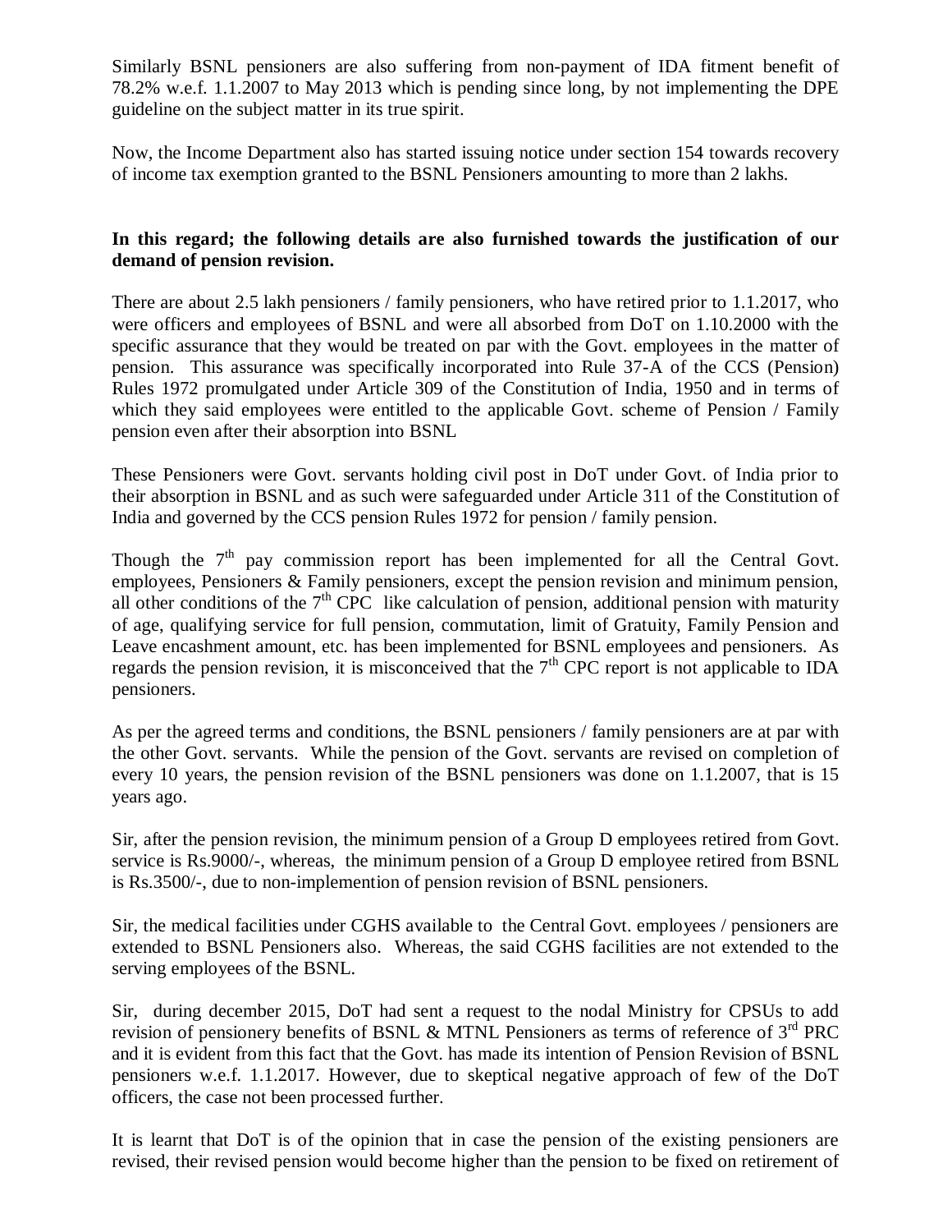Similarly BSNL pensioners are also suffering from non-payment of IDA fitment benefit of 78.2% w.e.f. 1.1.2007 to May 2013 which is pending since long, by not implementing the DPE guideline on the subject matter in its true spirit.

Now, the Income Department also has started issuing notice under section 154 towards recovery of income tax exemption granted to the BSNL Pensioners amounting to more than 2 lakhs.

**In this regard; the following details are also furnished towards the justification of our demand of pension revision.**

There are about 2.5 lakh pensioners / family pensioners, who have retired prior to 1.1.2017, who were officers and employees of BSNL and were all absorbed from DoT on 1.10.2000 with the specific assurance that they would be treated on par with the Govt. employees in the matter of pension. This assurance was specifically incorporated into Rule 37-A of the CCS (Pension) Rules 1972 promulgated under Article 309 of the Constitution of India, 1950 and in terms of which they said employees were entitled to the applicable Govt. scheme of Pension / Family pension even after their absorption into BSNL

These Pensioners were Govt. servants holding civil post in DoT under Govt. of India prior to their absorption in BSNL and as such were safeguarded under Article 311 of the Constitution of India and governed by the CCS pension Rules 1972 for pension / family pension.

Though the 7th pay commission report has been implemented for all the Central Govt. employees, Pensioners & Family pensioners, except the pension revision and minimum pension, all other conditions of the 7th CPC like calculation of pension, additional pension with maturity of age, qualifying service for full pension, commutation, limit of Gratuity, Family Pension and Leave encashment amount, etc. has been implemented for BSNL employees and pensioners. As regards the pension revision, it is misconceived that the 7th CPC report is not applicable to IDA pensioners.

As per the agreed terms and conditions, the BSNL pensioners / family pensioners are at par with the other Govt. servants. While the pension of the Govt. servants are revised on completion of every 10 years, the pension revision of the BSNL pensioners was done on 1.1.2007, that is 15 years ago.

Sir, after the pension revision, the minimum pension of a Group D employees retired from Govt. service is Rs.9000/-, whereas, the minimum pension of a Group D employee retired from BSNL is Rs.3500/-, due to non-implemention of pension revision of BSNL pensioners.

Sir, the medical facilities under CGHS available to the Central Govt. employees / pensioners are extended to BSNL Pensioners also. Whereas, the said CGHS facilities are not extended to the serving employees of the BSNL.

Sir, during december 2015, DoT had sent a request to the nodal Ministry for CPSUs to add revision of pensionery benefits of BSNL & MTNL Pensioners as terms of reference of 3rd PRC and it is evident from this fact that the Govt. has made its intention of Pension Revision of BSNL pensioners w.e.f. 1.1.2017. However, due to skeptical negative approach of few of the DoT officers, the case not been processed further.

It is learnt that DoT is of the opinion that in case the pension of the existing pensioners are revised, their revised pension would become higher than the pension to be fixed on retirement of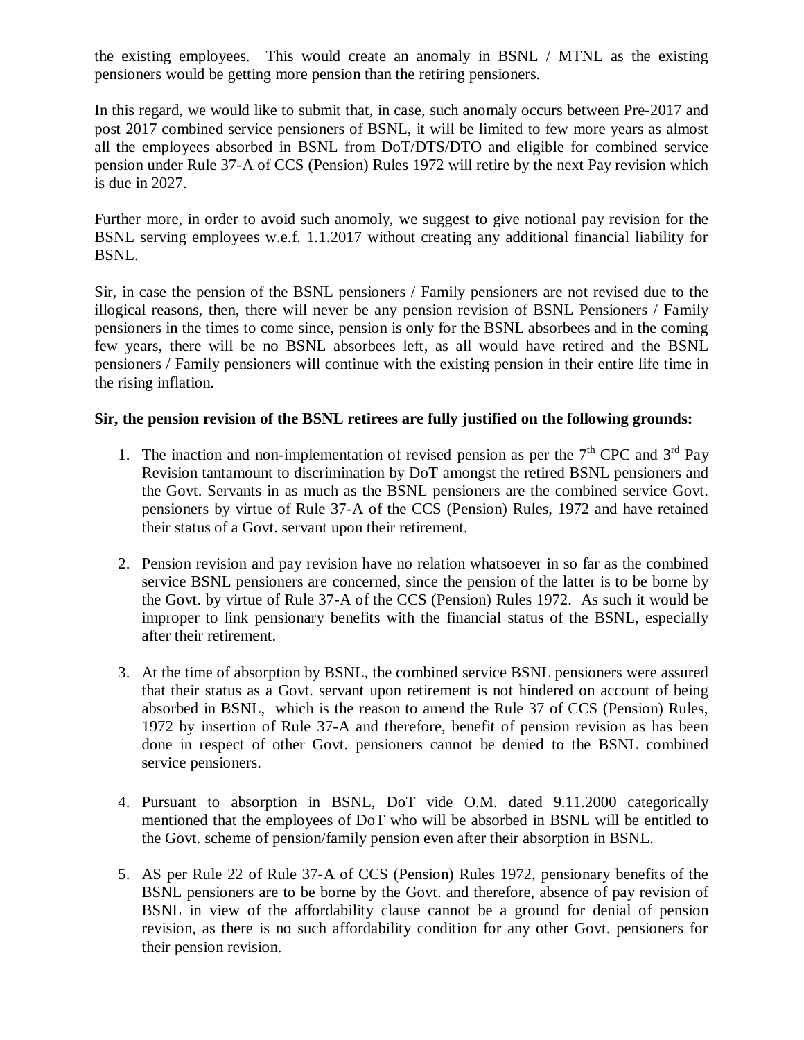the existing employees. This would create an anomaly in BSNL / MTNL as the existing pensioners would be getting more pension than the retiring pensioners.

In this regard, we would like to submit that, in case, such anomaly occurs between Pre-2017 and post 2017 combined service pensioners of BSNL, it will be limited to few more years as almost all the employees absorbed in BSNL from DoT/DTS/DTO and eligible for combined service pension under Rule 37-A of CCS (Pension) Rules 1972 will retire by the next Pay revision which is due in 2027.

Further more, in order to avoid such anomoly, we suggest to give notional pay revision for the BSNL serving employees w.e.f. 1.1.2017 without creating any additional financial liability for BSNL.

Sir, in case the pension of the BSNL pensioners / Family pensioners are not revised due to the illogical reasons, then, there will never be any pension revision of BSNL Pensioners / Family pensioners in the times to come since, pension is only for the BSNL absorbees and in the coming few years, there will be no BSNL absorbees left, as all would have retired and the BSNL pensioners / Family pensioners will continue with the existing pension in their entire life time in the rising inflation.

**Sir, the pension revision of the BSNL retirees are fully justified on the following grounds:**

1. The inaction and non-implementation of revised pension as per the 7th CPC and 3rd Pay Revision tantamount to discrimination by DoT amongst the retired BSNL pensioners and the Govt. Servants in as much as the BSNL pensioners are the combined service Govt. pensioners by virtue of Rule 37-A of the CCS (Pension) Rules, 1972 and have retained their status of a Govt. servant upon their retirement.

2. Pension revision and pay revision have no relation whatsoever in so far as the combined service BSNL pensioners are concerned, since the pension of the latter is to be borne by the Govt. by virtue of Rule 37-A of the CCS (Pension) Rules 1972. As such it would be improper to link pensionary benefits with the financial status of the BSNL, especially after their retirement.

3. At the time of absorption by BSNL, the combined service BSNL pensioners were assured that their status as a Govt. servant upon retirement is not hindered on account of being absorbed in BSNL, which is the reason to amend the Rule 37 of CCS (Pension) Rules, 1972 by insertion of Rule 37-A and therefore, benefit of pension revision as has been done in respect of other Govt. pensioners cannot be denied to the BSNL combined service pensioners.

4. Pursuant to absorption in BSNL, DoT vide O.M. dated 9.11.2000 categorically mentioned that the employees of DoT who will be absorbed in BSNL will be entitled to the Govt. scheme of pension/family pension even after their absorption in BSNL.

5. AS per Rule 22 of Rule 37-A of CCS (Pension) Rules 1972, pensionary benefits of the BSNL pensioners are to be borne by the Govt. and therefore, absence of pay revision of BSNL in view of the affordability clause cannot be a ground for denial of pension revision, as there is no such affordability condition for any other Govt. pensioners for their pension revision.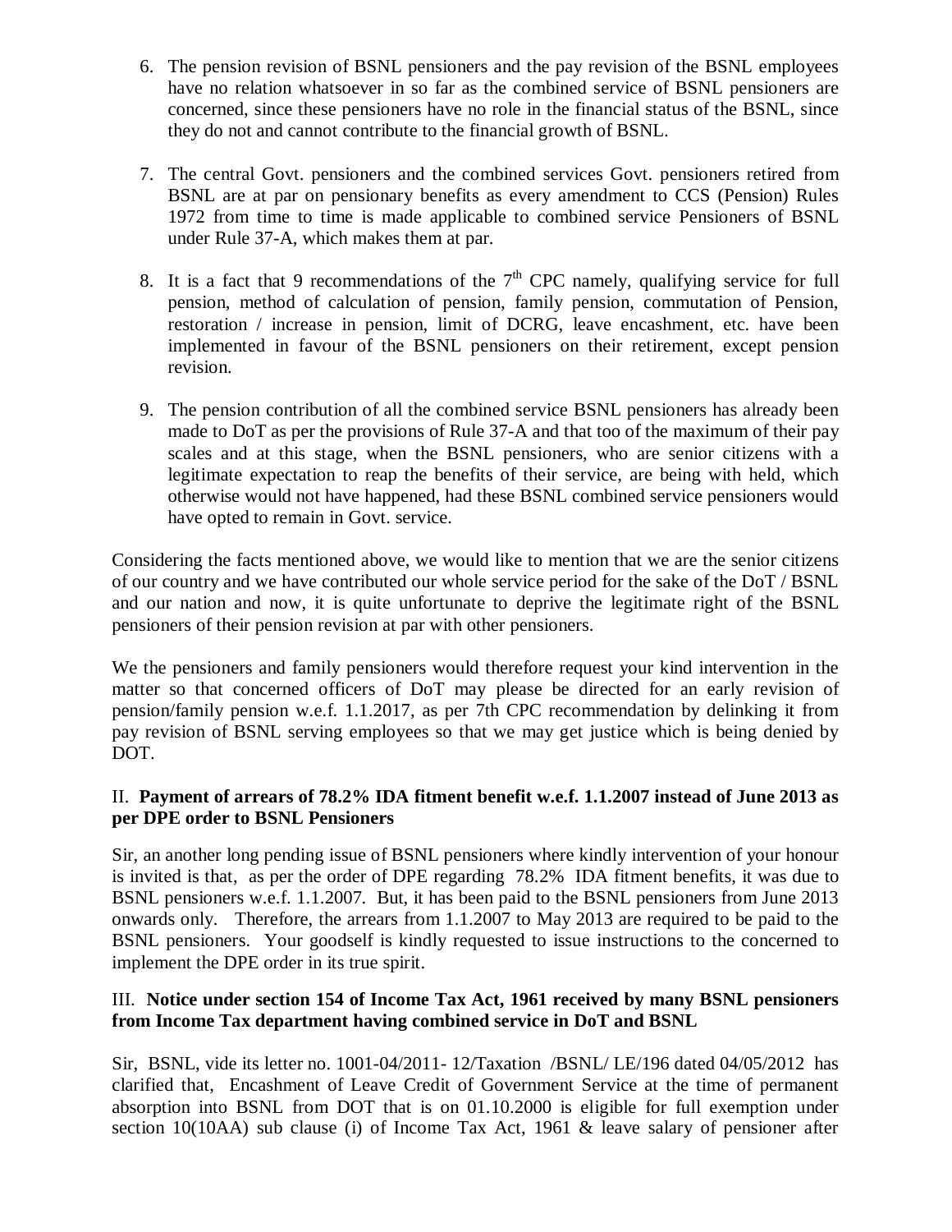6. The pension revision of BSNL pensioners and the pay revision of the BSNL employees have no relation whatsoever in so far as the combined service of BSNL pensioners are concerned, since these pensioners have no role in the financial status of the BSNL, since they do not and cannot contribute to the financial growth of BSNL.

7. The central Govt. pensioners and the combined services Govt. pensioners retired from BSNL are at par on pensionary benefits as every amendment to CCS (Pension) Rules 1972 from time to time is made applicable to combined service Pensioners of BSNL under Rule 37-A, which makes them at par.

8. It is a fact that 9 recommendations of the 7th CPC namely, qualifying service for full pension, method of calculation of pension, family pension, commutation of Pension, restoration / increase in pension, limit of DCRG, leave encashment, etc. have been implemented in favour of the BSNL pensioners on their retirement, except pension revision.

9. The pension contribution of all the combined service BSNL pensioners has already been made to DoT as per the provisions of Rule 37-A and that too of the maximum of their pay scales and at this stage, when the BSNL pensioners, who are senior citizens with a legitimate expectation to reap the benefits of their service, are being with held, which otherwise would not have happened, had these BSNL combined service pensioners would have opted to remain in Govt. service.

Considering the facts mentioned above, we would like to mention that we are the senior citizens of our country and we have contributed our whole service period for the sake of the DoT / BSNL and our nation and now, it is quite unfortunate to deprive the legitimate right of the BSNL pensioners of their pension revision at par with other pensioners.

We the pensioners and family pensioners would therefore request your kind intervention in the matter so that concerned officers of DoT may please be directed for an early revision of pension/family pension w.e.f. 1.1.2017, as per 7th CPC recommendation by delinking it from pay revision of BSNL serving employees so that we may get justice which is being denied by DOT.

II. **Payment of arrears of 78.2% IDA fitment benefit w.e.f. 1.1.2007 instead of June 2013 as per DPE order to BSNL Pensioners**

Sir, an another long pending issue of BSNL pensioners where kindly intervention of your honour is invited is that, as per the order of DPE regarding 78.2% IDA fitment benefits, it was due to BSNL pensioners w.e.f. 1.1.2007. But, it has been paid to the BSNL pensioners from June 2013 onwards only. Therefore, the arrears from 1.1.2007 to May 2013 are required to be paid to the BSNL pensioners. Your goodself is kindly requested to issue instructions to the concerned to implement the DPE order in its true spirit.

III. **Notice under section 154 of Income Tax Act, 1961 received by many BSNL pensioners from Income Tax department having combined service in DoT and BSNL**

Sir, BSNL, vide its letter no. 1001-04/2011- 12/Taxation /BSNL/ LE/196 dated 04/05/2012 has clarified that, Encashment of Leave Credit of Government Service at the time of permanent absorption into BSNL from DOT that is on 01.10.2000 is eligible for full exemption under section 10(10AA) sub clause (i) of Income Tax Act, 1961 & leave salary of pensioner after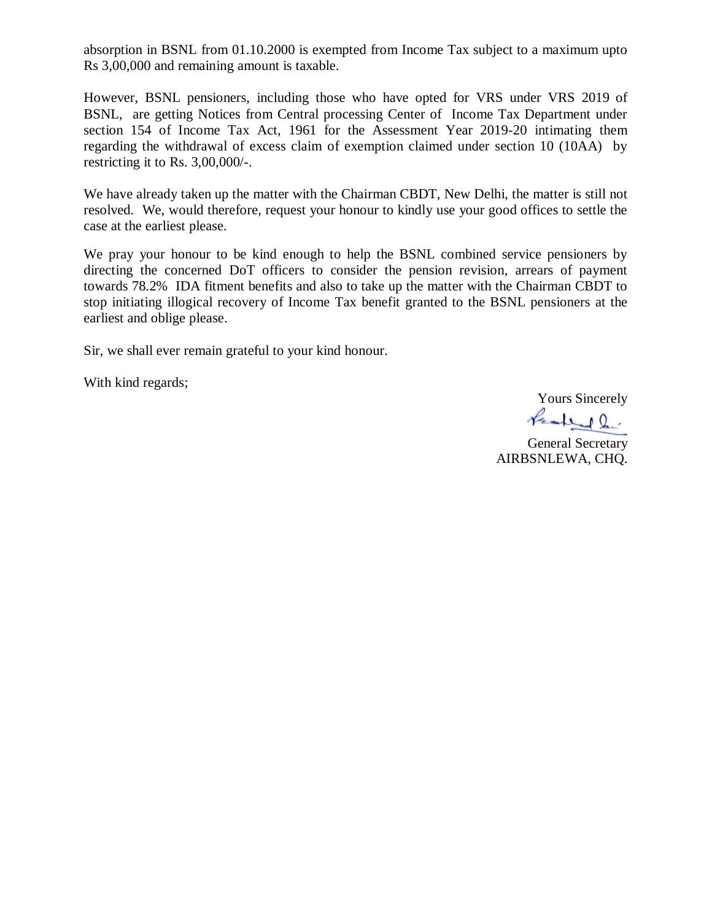absorption in BSNL from 01.10.2000 is exempted from Income Tax subject to a maximum upto Rs 3,00,000 and remaining amount is taxable.

However, BSNL pensioners, including those who have opted for VRS under VRS 2019 of BSNL, are getting Notices from Central processing Center of Income Tax Department under section 154 of Income Tax Act, 1961 for the Assessment Year 2019-20 intimating them regarding the withdrawal of excess claim of exemption claimed under section 10 (10AA) by restricting it to Rs. 3,00,000/-.

We have already taken up the matter with the Chairman CBDT, New Delhi, the matter is still not resolved. We, would therefore, request your honour to kindly use your good offices to settle the case at the earliest please.

We pray your honour to be kind enough to help the BSNL combined service pensioners by directing the concerned DoT officers to consider the pension revision, arrears of payment towards 78.2% IDA fitment benefits and also to take up the matter with the Chairman CBDT to stop initiating illogical recovery of Income Tax benefit granted to the BSNL pensioners at the earliest and oblige please.

Sir, we shall ever remain grateful to your kind honour.

With kind regards;

Yours Sincerely

General Secretary
AIRBSNLEWA, CHQ.